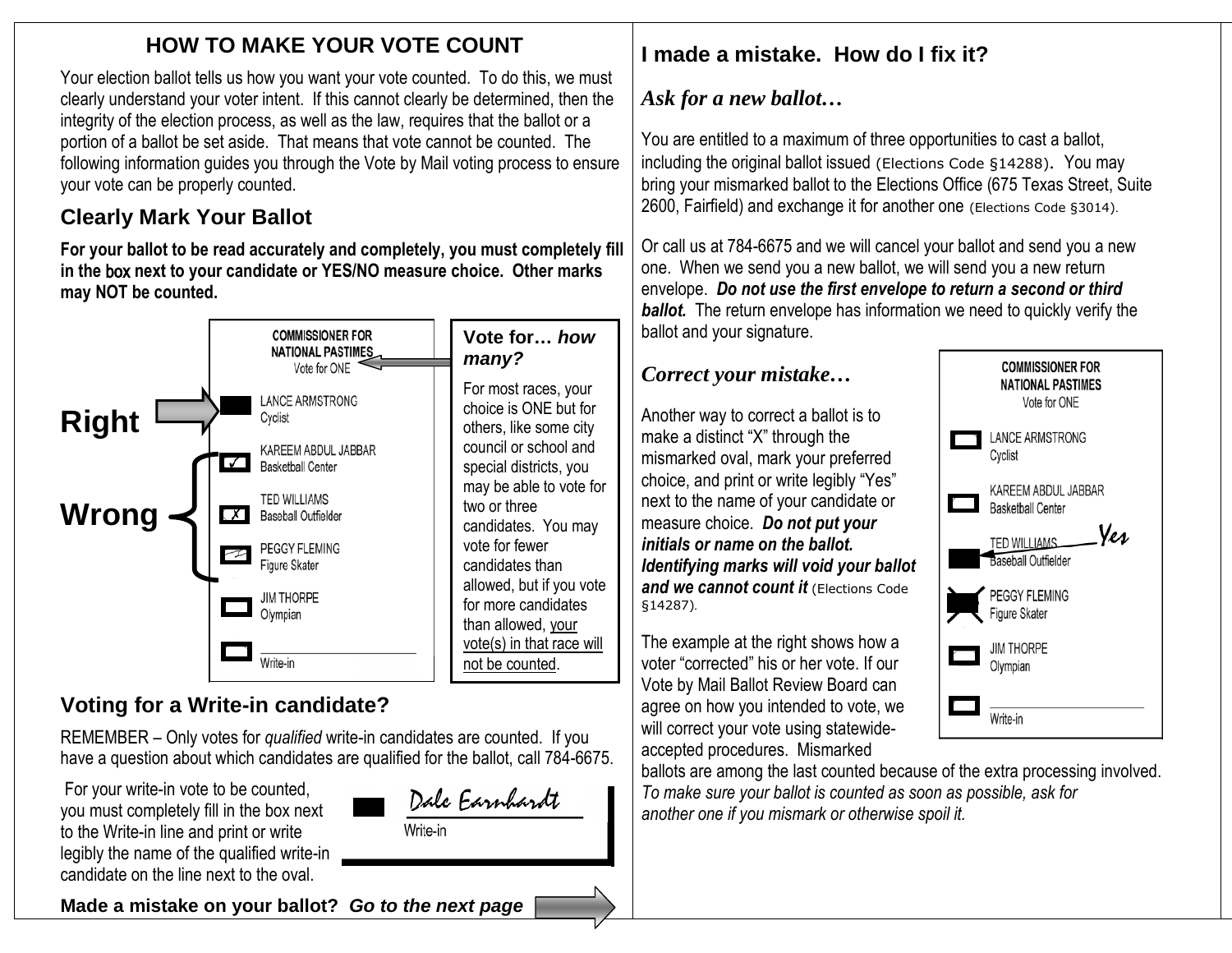## HOW TO MAKE YOUR VOTE COUNT

Your election ballot tells us how you want your vote counted. To do this, we must clearly understand your voter intent. If this cannot clearly be determined, then the integrity of the election process, as well as the law, requires that the ballot or a portion of a ballot be set aside. That means that vote cannot be counted. The following information guides you through the Vote by Mail voting process to ensure your vote can be properly counted.

### Clearly Mark Your Ballot

**For your ballot to be read accurately and completely, you must completely fill in the box next to your candidate or YES/NO measure choice. Other marks may NOT be counted.**

Right

Wrong

COMMISSIONER FOR NATIONAL PASTIMES
Vote for ONE

- LANCE ARMSTRONG, Cyclist
- KAREEM ABDUL JABBAR, Basketball Center
- TED WILLIAMS, Baseball Outfielder
- PEGGY FLEMING, Figure Skater
- JIM THORPE, Olympian
- Write-in

**Vote for…** ***how many?***

For most races, your choice is ONE but for others, like some city council or school and special districts, you may be able to vote for two or three candidates. You may vote for fewer candidates than allowed, but if you vote for more candidates than allowed, your vote(s) in that race will not be counted.

### Voting for a Write-in candidate?

REMEMBER – Only votes for *qualified* write-in candidates are counted. If you have a question about which candidates are qualified for the ballot, call 784-6675.

For your write-in vote to be counted, you must completely fill in the box next to the Write-in line and print or write legibly the name of the qualified write-in candidate on the line next to the oval.

Dale Earnhardt
Write-in

**Made a mistake on your ballot?** ***Go to the next page***

### I made a mistake. How do I fix it?

#### *Ask for a new ballot…*

You are entitled to a maximum of three opportunities to cast a ballot, including the original ballot issued (Elections Code §14288). You may bring your mismarked ballot to the Elections Office (675 Texas Street, Suite 2600, Fairfield) and exchange it for another one (Elections Code §3014).

Or call us at 784-6675 and we will cancel your ballot and send you a new one. When we send you a new ballot, we will send you a new return envelope. ***Do not use the first envelope to return a second or third ballot.*** The return envelope has information we need to quickly verify the ballot and your signature.

#### *Correct your mistake…*

Another way to correct a ballot is to make a distinct "X" through the mismarked oval, mark your preferred choice, and print or write legibly "Yes" next to the name of your candidate or measure choice. ***Do not put your initials or name on the ballot. Identifying marks will void your ballot and we cannot count it*** (Elections Code §14287).

The example at the right shows how a voter "corrected" his or her vote. If our Vote by Mail Ballot Review Board can agree on how you intended to vote, we will correct your vote using statewide-accepted procedures. Mismarked ballots are among the last counted because of the extra processing involved. *To make sure your ballot is counted as soon as possible, ask for another one if you mismark or otherwise spoil it.*

COMMISSIONER FOR NATIONAL PASTIMES
Vote for ONE

- LANCE ARMSTRONG, Cyclist
- KAREEM ABDUL JABBAR, Basketball Center
- TED WILLIAMS, Baseball Outfielder — Yes
- PEGGY FLEMING, Figure Skater
- JIM THORPE, Olympian
- Write-in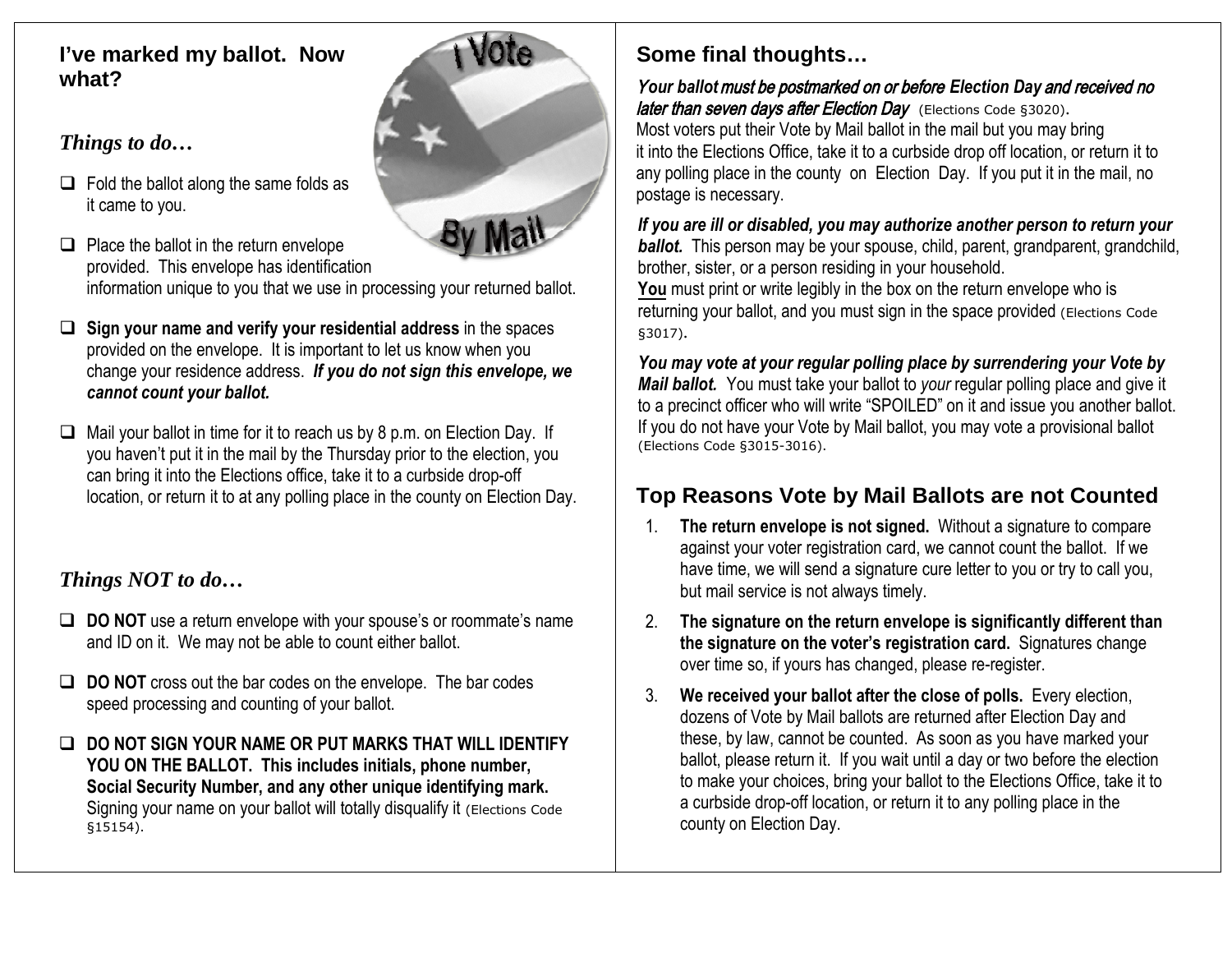## I've marked my ballot. Now what?

### *Things to do…*

- Fold the ballot along the same folds as it came to you.
- Place the ballot in the return envelope provided. This envelope has identification information unique to you that we use in processing your returned ballot.
- **Sign your name and verify your residential address** in the spaces provided on the envelope. It is important to let us know when you change your residence address. ***If you do not sign this envelope, we cannot count your ballot.***
- Mail your ballot in time for it to reach us by 8 p.m. on Election Day. If you haven't put it in the mail by the Thursday prior to the election, you can bring it into the Elections office, take it to a curbside drop-off location, or return it to at any polling place in the county on Election Day.

### *Things NOT to do…*

- **DO NOT** use a return envelope with your spouse's or roommate's name and ID on it. We may not be able to count either ballot.
- **DO NOT** cross out the bar codes on the envelope. The bar codes speed processing and counting of your ballot.
- **DO NOT SIGN YOUR NAME OR PUT MARKS THAT WILL IDENTIFY YOU ON THE BALLOT. This includes initials, phone number, Social Security Number, and any other unique identifying mark.** Signing your name on your ballot will totally disqualify it (Elections Code §15154).

## Some final thoughts…

***Your ballot must be postmarked on or before Election Day and received no later than seven days after Election Day*** (Elections Code §3020).
Most voters put their Vote by Mail ballot in the mail but you may bring it into the Elections Office, take it to a curbside drop off location, or return it to any polling place in the county on Election Day. If you put it in the mail, no postage is necessary.

***If you are ill or disabled, you may authorize another person to return your ballot.*** This person may be your spouse, child, parent, grandparent, grandchild, brother, sister, or a person residing in your household.
**You** must print or write legibly in the box on the return envelope who is returning your ballot, and you must sign in the space provided (Elections Code §3017).

***You may vote at your regular polling place by surrendering your Vote by Mail ballot.*** You must take your ballot to *your* regular polling place and give it to a precinct officer who will write "SPOILED" on it and issue you another ballot. If you do not have your Vote by Mail ballot, you may vote a provisional ballot (Elections Code §3015-3016).

## Top Reasons Vote by Mail Ballots are not Counted

1. **The return envelope is not signed.** Without a signature to compare against your voter registration card, we cannot count the ballot. If we have time, we will send a signature cure letter to you or try to call you, but mail service is not always timely.
2. **The signature on the return envelope is significantly different than the signature on the voter's registration card.** Signatures change over time so, if yours has changed, please re-register.
3. **We received your ballot after the close of polls.** Every election, dozens of Vote by Mail ballots are returned after Election Day and these, by law, cannot be counted. As soon as you have marked your ballot, please return it. If you wait until a day or two before the election to make your choices, bring your ballot to the Elections Office, take it to a curbside drop-off location, or return it to any polling place in the county on Election Day.